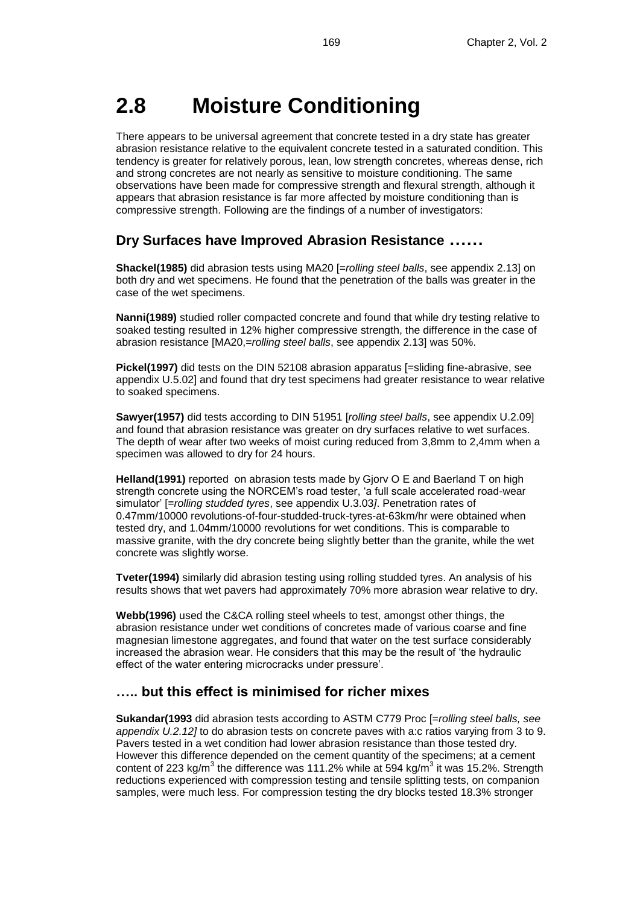# 2.8 Moisture Conditioning

There appears to be universal agreement that concrete tested in a dry state has greater abrasion resistance relative to the equivalent concrete tested in a saturated condition. This tendency is greater for relatively porous, lean, low strength concretes, whereas dense, rich and strong concretes are not nearly as sensitive to moisture conditioning. The same observations have been made for compressive strength and flexural strength, although it appears that abrasion resistance is far more affected by moisture conditioning than is compressive strength. Following are the findings of a number of investigators:

## Dry Surfaces have Improved Abrasion Resistance ……

**Shackel(1985)** did abrasion tests using MA20 [=*rolling steel balls*, see appendix 2.13] on both dry and wet specimens. He found that the penetration of the balls was greater in the case of the wet specimens.

**Nanni(1989)** studied roller compacted concrete and found that while dry testing relative to soaked testing resulted in 12% higher compressive strength, the difference in the case of abrasion resistance [MA20,=*rolling steel balls*, see appendix 2.13] was 50%.

**Pickel(1997)** did tests on the DIN 52108 abrasion apparatus [=sliding fine-abrasive, see appendix U.5.02] and found that dry test specimens had greater resistance to wear relative to soaked specimens.

**Sawyer(1957)** did tests according to DIN 51951 [*rolling steel balls*, see appendix U.2.09] and found that abrasion resistance was greater on dry surfaces relative to wet surfaces. The depth of wear after two weeks of moist curing reduced from 3,8mm to 2,4mm when a specimen was allowed to dry for 24 hours.

**Helland(1991)** reported on abrasion tests made by Gjorv O E and Baerland T on high strength concrete using the NORCEM's road tester, 'a full scale accelerated road-wear simulator' [=*rolling studded tyres*, see appendix U.3.03]. Penetration rates of 0.47mm/10000 revolutions-of-four-studded-truck-tyres-at-63km/hr were obtained when tested dry, and 1.04mm/10000 revolutions for wet conditions. This is comparable to massive granite, with the dry concrete being slightly better than the granite, while the wet concrete was slightly worse.

**Tveter(1994)** similarly did abrasion testing using rolling studded tyres. An analysis of his results shows that wet pavers had approximately 70% more abrasion wear relative to dry.

**Webb(1996)** used the C&CA rolling steel wheels to test, amongst other things, the abrasion resistance under wet conditions of concretes made of various coarse and fine magnesian limestone aggregates, and found that water on the test surface considerably increased the abrasion wear. He considers that this may be the result of 'the hydraulic effect of the water entering microcracks under pressure'.

## ….. but this effect is minimised for richer mixes

**Sukandar(1993** did abrasion tests according to ASTM C779 Proc [=*rolling steel balls, see appendix U.2.12]* to do abrasion tests on concrete paves with a:c ratios varying from 3 to 9. Pavers tested in a wet condition had lower abrasion resistance than those tested dry. However this difference depended on the cement quantity of the specimens; at a cement content of 223 kg/m$^3$ the difference was 111.2% while at 594 kg/m$^3$ it was 15.2%. Strength reductions experienced with compression testing and tensile splitting tests, on companion samples, were much less. For compression testing the dry blocks tested 18.3% stronger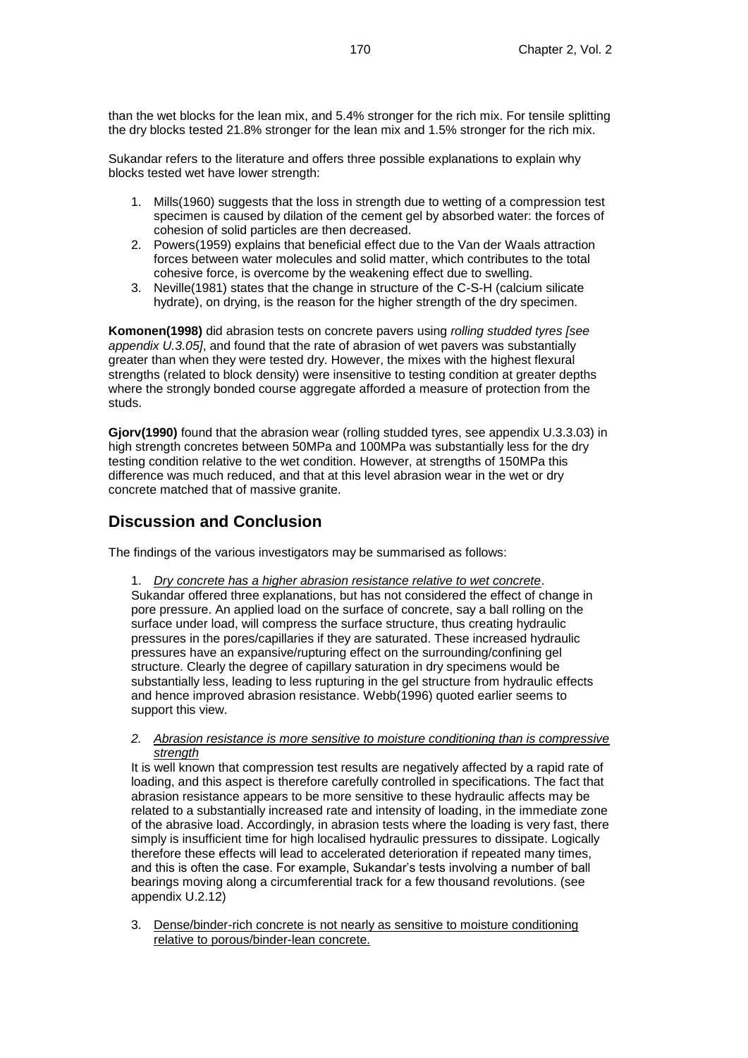than the wet blocks for the lean mix, and 5.4% stronger for the rich mix. For tensile splitting the dry blocks tested 21.8% stronger for the lean mix and 1.5% stronger for the rich mix.

Sukandar refers to the literature and offers three possible explanations to explain why blocks tested wet have lower strength:

1. Mills(1960) suggests that the loss in strength due to wetting of a compression test specimen is caused by dilation of the cement gel by absorbed water: the forces of cohesion of solid particles are then decreased.
2. Powers(1959) explains that beneficial effect due to the Van der Waals attraction forces between water molecules and solid matter, which contributes to the total cohesive force, is overcome by the weakening effect due to swelling.
3. Neville(1981) states that the change in structure of the C-S-H (calcium silicate hydrate), on drying, is the reason for the higher strength of the dry specimen.

**Komonen(1998)** did abrasion tests on concrete pavers using *rolling studded tyres [see appendix U.3.05]*, and found that the rate of abrasion of wet pavers was substantially greater than when they were tested dry. However, the mixes with the highest flexural strengths (related to block density) were insensitive to testing condition at greater depths where the strongly bonded course aggregate afforded a measure of protection from the studs.

**Gjorv(1990)** found that the abrasion wear (rolling studded tyres, see appendix U.3.3.03) in high strength concretes between 50MPa and 100MPa was substantially less for the dry testing condition relative to the wet condition. However, at strengths of 150MPa this difference was much reduced, and that at this level abrasion wear in the wet or dry concrete matched that of massive granite.

## Discussion and Conclusion

The findings of the various investigators may be summarised as follows:

1. *Dry concrete has a higher abrasion resistance relative to wet concrete*.
Sukandar offered three explanations, but has not considered the effect of change in pore pressure. An applied load on the surface of concrete, say a ball rolling on the surface under load, will compress the surface structure, thus creating hydraulic pressures in the pores/capillaries if they are saturated. These increased hydraulic pressures have an expansive/rupturing effect on the surrounding/confining gel structure. Clearly the degree of capillary saturation in dry specimens would be substantially less, leading to less rupturing in the gel structure from hydraulic effects and hence improved abrasion resistance. Webb(1996) quoted earlier seems to support this view.

2. *Abrasion resistance is more sensitive to moisture conditioning than is compressive strength*
It is well known that compression test results are negatively affected by a rapid rate of loading, and this aspect is therefore carefully controlled in specifications. The fact that abrasion resistance appears to be more sensitive to these hydraulic affects may be related to a substantially increased rate and intensity of loading, in the immediate zone of the abrasive load. Accordingly, in abrasion tests where the loading is very fast, there simply is insufficient time for high localised hydraulic pressures to dissipate. Logically therefore these effects will lead to accelerated deterioration if repeated many times, and this is often the case. For example, Sukandar's tests involving a number of ball bearings moving along a circumferential track for a few thousand revolutions. (see appendix U.2.12)

3. Dense/binder-rich concrete is not nearly as sensitive to moisture conditioning relative to porous/binder-lean concrete.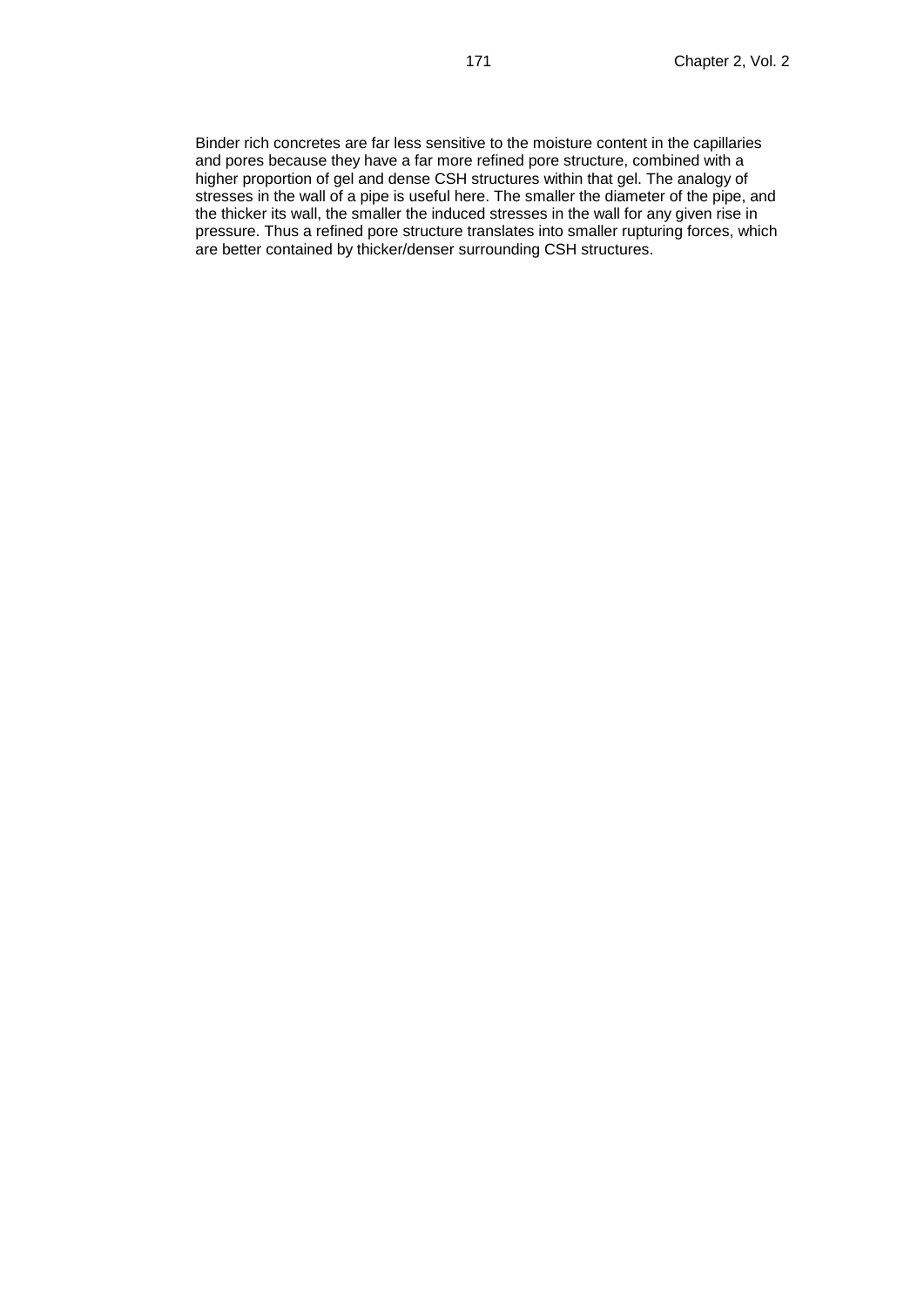Binder rich concretes are far less sensitive to the moisture content in the capillaries and pores because they have a far more refined pore structure, combined with a higher proportion of gel and dense CSH structures within that gel. The analogy of stresses in the wall of a pipe is useful here. The smaller the diameter of the pipe, and the thicker its wall, the smaller the induced stresses in the wall for any given rise in pressure. Thus a refined pore structure translates into smaller rupturing forces, which are better contained by thicker/denser surrounding CSH structures.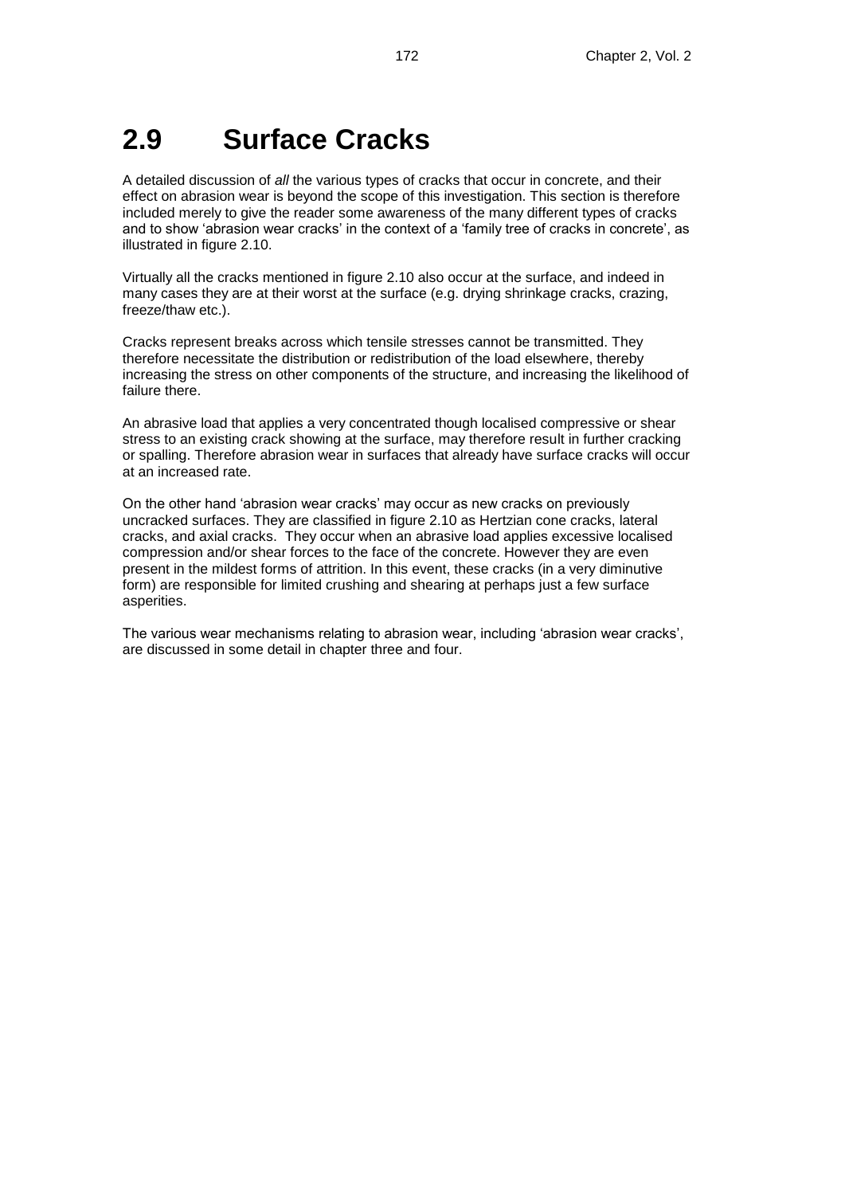# 2.9 Surface Cracks

A detailed discussion of *all* the various types of cracks that occur in concrete, and their effect on abrasion wear is beyond the scope of this investigation. This section is therefore included merely to give the reader some awareness of the many different types of cracks and to show 'abrasion wear cracks' in the context of a 'family tree of cracks in concrete', as illustrated in figure 2.10.

Virtually all the cracks mentioned in figure 2.10 also occur at the surface, and indeed in many cases they are at their worst at the surface (e.g. drying shrinkage cracks, crazing, freeze/thaw etc.).

Cracks represent breaks across which tensile stresses cannot be transmitted. They therefore necessitate the distribution or redistribution of the load elsewhere, thereby increasing the stress on other components of the structure, and increasing the likelihood of failure there.

An abrasive load that applies a very concentrated though localised compressive or shear stress to an existing crack showing at the surface, may therefore result in further cracking or spalling. Therefore abrasion wear in surfaces that already have surface cracks will occur at an increased rate.

On the other hand 'abrasion wear cracks' may occur as new cracks on previously uncracked surfaces. They are classified in figure 2.10 as Hertzian cone cracks, lateral cracks, and axial cracks. They occur when an abrasive load applies excessive localised compression and/or shear forces to the face of the concrete. However they are even present in the mildest forms of attrition. In this event, these cracks (in a very diminutive form) are responsible for limited crushing and shearing at perhaps just a few surface asperities.

The various wear mechanisms relating to abrasion wear, including 'abrasion wear cracks', are discussed in some detail in chapter three and four.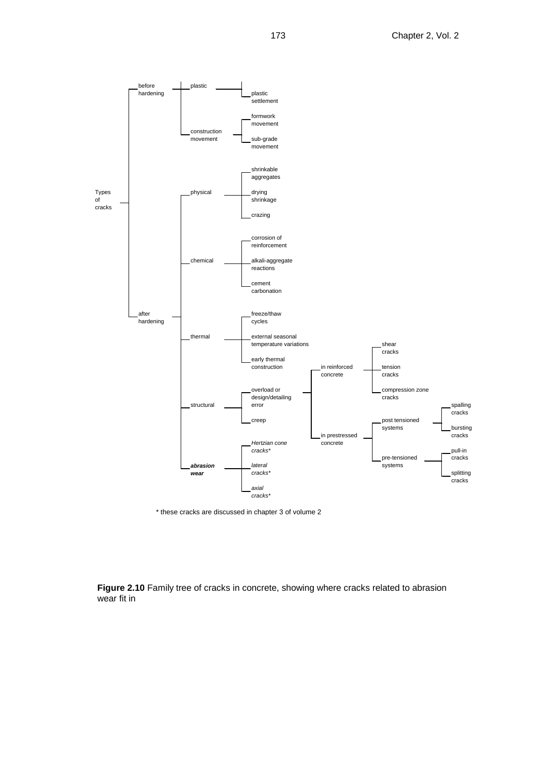Types of cracks

before hardening

plastic

plastic settlement

construction movement

formwork movement

sub-grade movement

after hardening

physical

shrinkable aggregates

drying shrinkage

crazing

chemical

corrosion of reinforcement

alkali-aggregate reactions

cement carbonation

thermal

freeze/thaw cycles

external seasonal temperature variations

early thermal construction

structural

overload or design/detailing error

creep

in reinforced concrete

shear cracks

tension cracks

compression zone cracks

in prestressed concrete

post tensioned systems

spalling cracks

bursting cracks

pre-tensioned systems

pull-in cracks

splitting cracks

***abrasion wear***

*Hertzian cone cracks**

*lateral cracks**

*axial cracks**

\* these cracks are discussed in chapter 3 of volume 2

**Figure 2.10** Family tree of cracks in concrete, showing where cracks related to abrasion wear fit in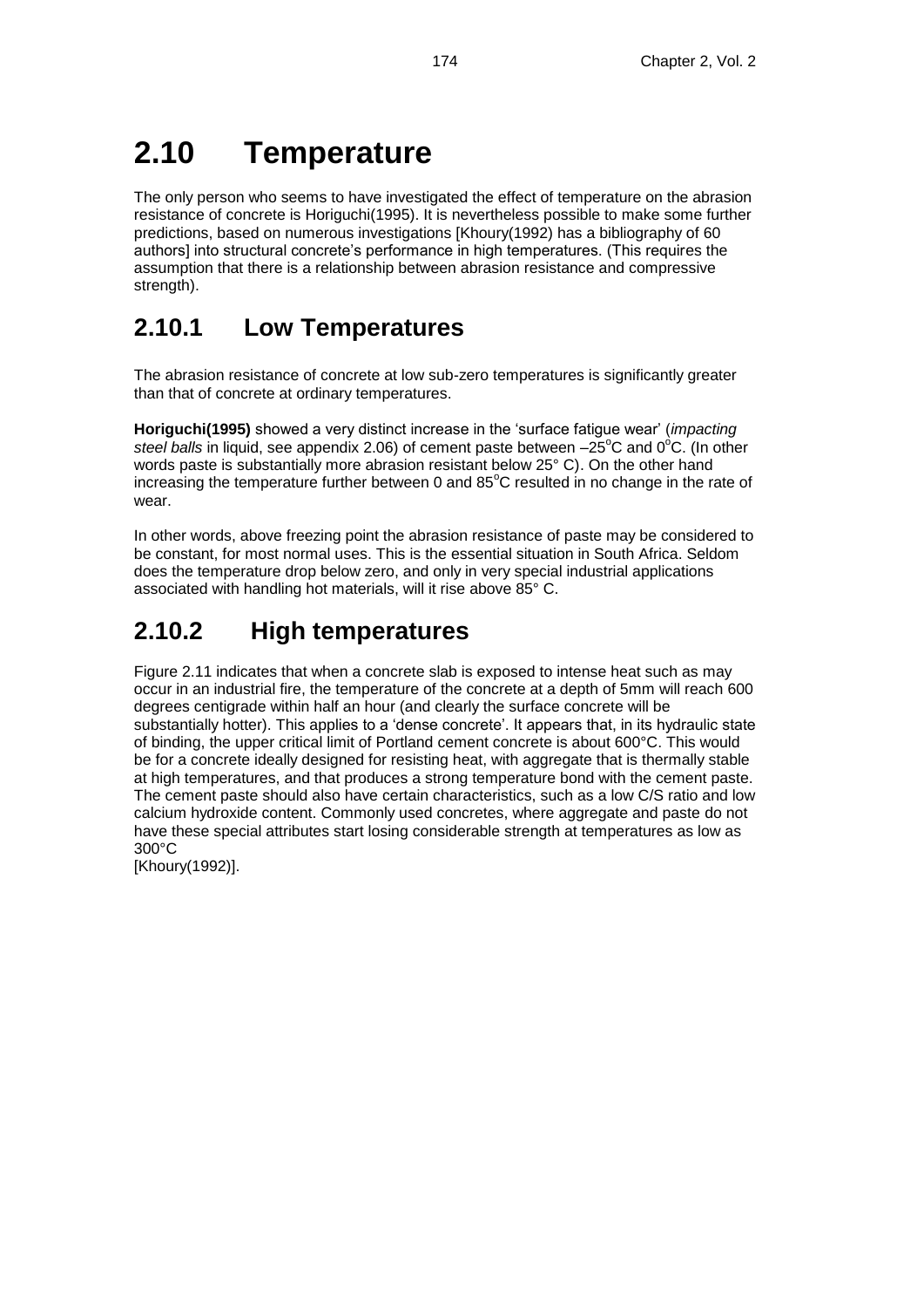# 2.10 Temperature

The only person who seems to have investigated the effect of temperature on the abrasion resistance of concrete is Horiguchi(1995). It is nevertheless possible to make some further predictions, based on numerous investigations [Khoury(1992) has a bibliography of 60 authors] into structural concrete's performance in high temperatures. (This requires the assumption that there is a relationship between abrasion resistance and compressive strength).

## 2.10.1 Low Temperatures

The abrasion resistance of concrete at low sub-zero temperatures is significantly greater than that of concrete at ordinary temperatures.

**Horiguchi(1995)** showed a very distinct increase in the 'surface fatigue wear' (*impacting steel balls* in liquid, see appendix 2.06) of cement paste between –25°C and 0°C. (In other words paste is substantially more abrasion resistant below 25° C). On the other hand increasing the temperature further between 0 and 85°C resulted in no change in the rate of wear.

In other words, above freezing point the abrasion resistance of paste may be considered to be constant, for most normal uses. This is the essential situation in South Africa. Seldom does the temperature drop below zero, and only in very special industrial applications associated with handling hot materials, will it rise above 85° C.

## 2.10.2 High temperatures

Figure 2.11 indicates that when a concrete slab is exposed to intense heat such as may occur in an industrial fire, the temperature of the concrete at a depth of 5mm will reach 600 degrees centigrade within half an hour (and clearly the surface concrete will be substantially hotter). This applies to a 'dense concrete'. It appears that, in its hydraulic state of binding, the upper critical limit of Portland cement concrete is about 600°C. This would be for a concrete ideally designed for resisting heat, with aggregate that is thermally stable at high temperatures, and that produces a strong temperature bond with the cement paste. The cement paste should also have certain characteristics, such as a low C/S ratio and low calcium hydroxide content. Commonly used concretes, where aggregate and paste do not have these special attributes start losing considerable strength at temperatures as low as 300°C
[Khoury(1992)].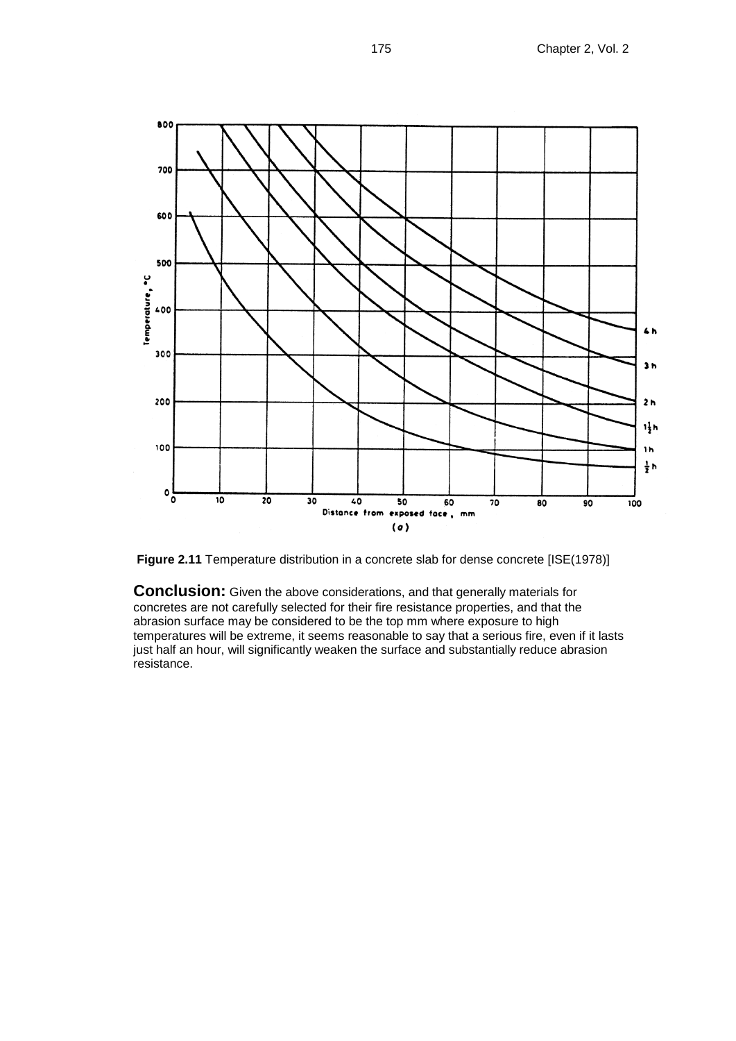800

700

600

500

400

300

200

100

0

Temperature, °C

0 10 20 30 40 50 60 70 80 90 100

Distance from exposed face, mm

4 h

3 h

2 h

1½ h

1 h

½ h

(a)

**Figure 2.11** Temperature distribution in a concrete slab for dense concrete [ISE(1978)]

**Conclusion:** Given the above considerations, and that generally materials for concretes are not carefully selected for their fire resistance properties, and that the abrasion surface may be considered to be the top mm where exposure to high temperatures will be extreme, it seems reasonable to say that a serious fire, even if it lasts just half an hour, will significantly weaken the surface and substantially reduce abrasion resistance.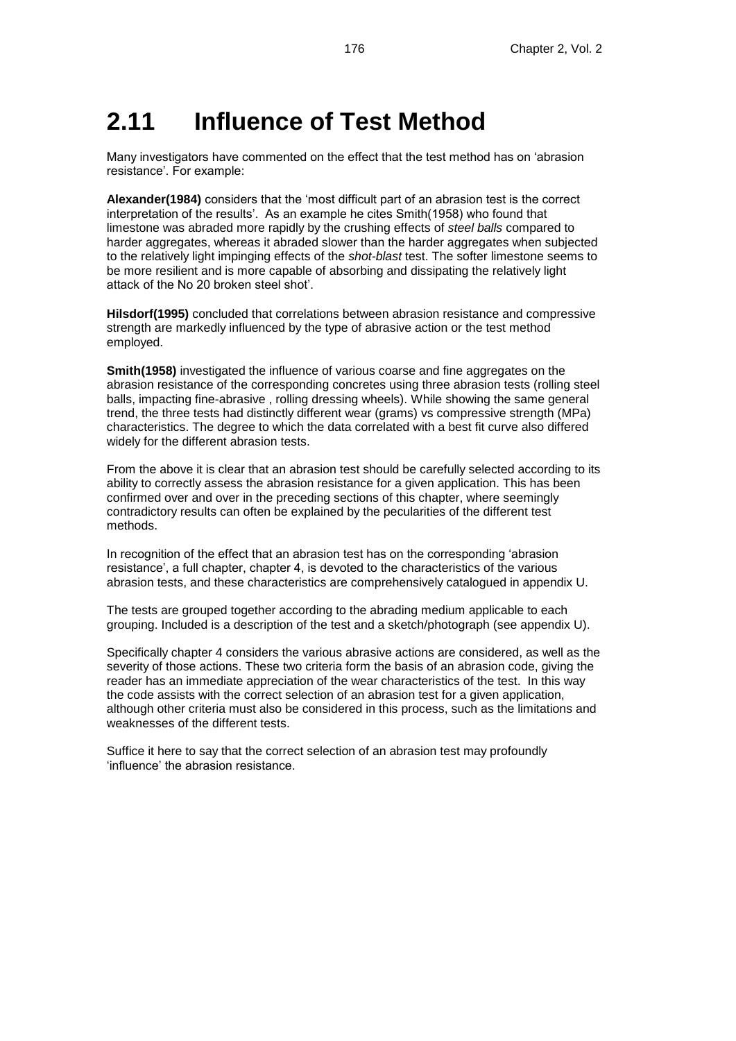# 2.11 Influence of Test Method

Many investigators have commented on the effect that the test method has on 'abrasion resistance'. For example:

**Alexander(1984)** considers that the 'most difficult part of an abrasion test is the correct interpretation of the results'. As an example he cites Smith(1958) who found that limestone was abraded more rapidly by the crushing effects of *steel balls* compared to harder aggregates, whereas it abraded slower than the harder aggregates when subjected to the relatively light impinging effects of the *shot-blast* test. The softer limestone seems to be more resilient and is more capable of absorbing and dissipating the relatively light attack of the No 20 broken steel shot'.

**Hilsdorf(1995)** concluded that correlations between abrasion resistance and compressive strength are markedly influenced by the type of abrasive action or the test method employed.

**Smith(1958)** investigated the influence of various coarse and fine aggregates on the abrasion resistance of the corresponding concretes using three abrasion tests (rolling steel balls, impacting fine-abrasive , rolling dressing wheels). While showing the same general trend, the three tests had distinctly different wear (grams) vs compressive strength (MPa) characteristics. The degree to which the data correlated with a best fit curve also differed widely for the different abrasion tests.

From the above it is clear that an abrasion test should be carefully selected according to its ability to correctly assess the abrasion resistance for a given application. This has been confirmed over and over in the preceding sections of this chapter, where seemingly contradictory results can often be explained by the pecularities of the different test methods.

In recognition of the effect that an abrasion test has on the corresponding 'abrasion resistance', a full chapter, chapter 4, is devoted to the characteristics of the various abrasion tests, and these characteristics are comprehensively catalogued in appendix U.

The tests are grouped together according to the abrading medium applicable to each grouping. Included is a description of the test and a sketch/photograph (see appendix U).

Specifically chapter 4 considers the various abrasive actions are considered, as well as the severity of those actions. These two criteria form the basis of an abrasion code, giving the reader has an immediate appreciation of the wear characteristics of the test. In this way the code assists with the correct selection of an abrasion test for a given application, although other criteria must also be considered in this process, such as the limitations and weaknesses of the different tests.

Suffice it here to say that the correct selection of an abrasion test may profoundly 'influence' the abrasion resistance.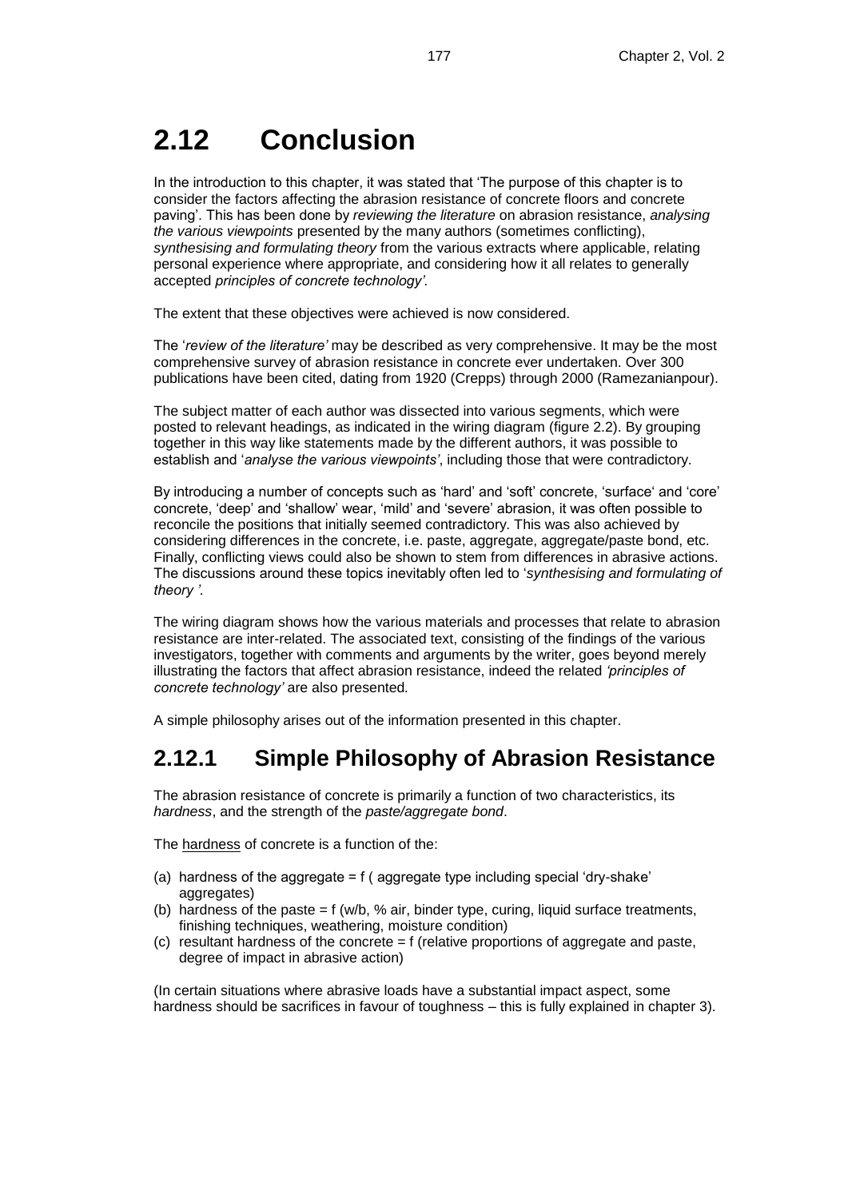# 2.12 Conclusion

In the introduction to this chapter, it was stated that 'The purpose of this chapter is to consider the factors affecting the abrasion resistance of concrete floors and concrete paving'. This has been done by *reviewing the literature* on abrasion resistance, *analysing the various viewpoints* presented by the many authors (sometimes conflicting), *synthesising and formulating theory* from the various extracts where applicable, relating personal experience where appropriate, and considering how it all relates to generally accepted *principles of concrete technology'*.

The extent that these objectives were achieved is now considered.

The '*review of the literature'* may be described as very comprehensive. It may be the most comprehensive survey of abrasion resistance in concrete ever undertaken. Over 300 publications have been cited, dating from 1920 (Crepps) through 2000 (Ramezanianpour).

The subject matter of each author was dissected into various segments, which were posted to relevant headings, as indicated in the wiring diagram (figure 2.2). By grouping together in this way like statements made by the different authors, it was possible to establish and '*analyse the various viewpoints'*, including those that were contradictory.

By introducing a number of concepts such as 'hard' and 'soft' concrete, 'surface' and 'core' concrete, 'deep' and 'shallow' wear, 'mild' and 'severe' abrasion, it was often possible to reconcile the positions that initially seemed contradictory. This was also achieved by considering differences in the concrete, i.e. paste, aggregate, aggregate/paste bond, etc. Finally, conflicting views could also be shown to stem from differences in abrasive actions. The discussions around these topics inevitably often led to '*synthesising and formulating of theory '.*

The wiring diagram shows how the various materials and processes that relate to abrasion resistance are inter-related. The associated text, consisting of the findings of the various investigators, together with comments and arguments by the writer, goes beyond merely illustrating the factors that affect abrasion resistance, indeed the related *'principles of concrete technology'* are also presented.

A simple philosophy arises out of the information presented in this chapter.

## 2.12.1 Simple Philosophy of Abrasion Resistance

The abrasion resistance of concrete is primarily a function of two characteristics, its *hardness*, and the strength of the *paste/aggregate bond*.

The hardness of concrete is a function of the:

(a) hardness of the aggregate = f ( aggregate type including special 'dry-shake' aggregates)
(b) hardness of the paste = f (w/b, % air, binder type, curing, liquid surface treatments, finishing techniques, weathering, moisture condition)
(c) resultant hardness of the concrete = f (relative proportions of aggregate and paste, degree of impact in abrasive action)

(In certain situations where abrasive loads have a substantial impact aspect, some hardness should be sacrifices in favour of toughness – this is fully explained in chapter 3).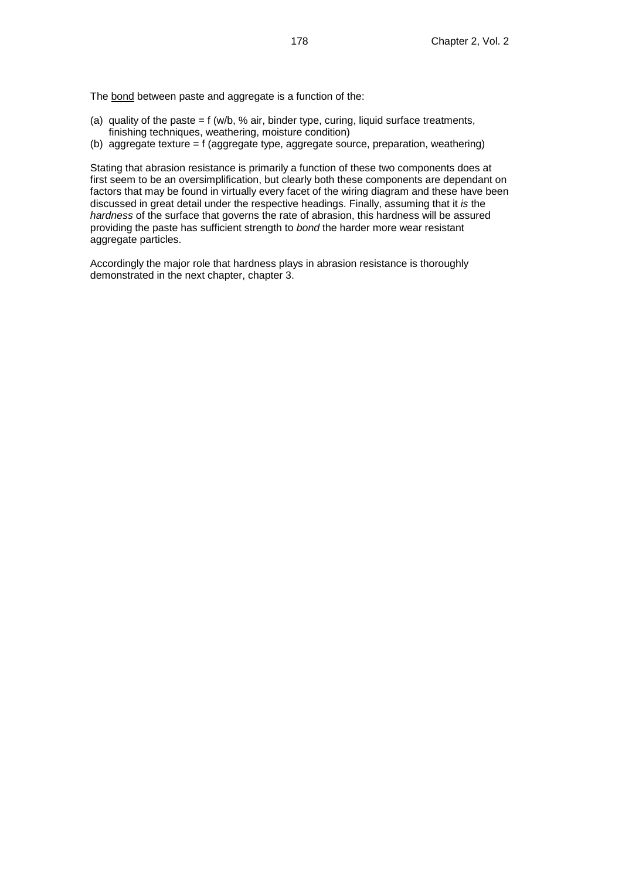The <u>bond</u> between paste and aggregate is a function of the:

(a) quality of the paste = f (w/b, % air, binder type, curing, liquid surface treatments, finishing techniques, weathering, moisture condition)
(b) aggregate texture = f (aggregate type, aggregate source, preparation, weathering)

Stating that abrasion resistance is primarily a function of these two components does at first seem to be an oversimplification, but clearly both these components are dependant on factors that may be found in virtually every facet of the wiring diagram and these have been discussed in great detail under the respective headings. Finally, assuming that it *is* the *hardness* of the surface that governs the rate of abrasion, this hardness will be assured providing the paste has sufficient strength to *bond* the harder more wear resistant aggregate particles.

Accordingly the major role that hardness plays in abrasion resistance is thoroughly demonstrated in the next chapter, chapter 3.